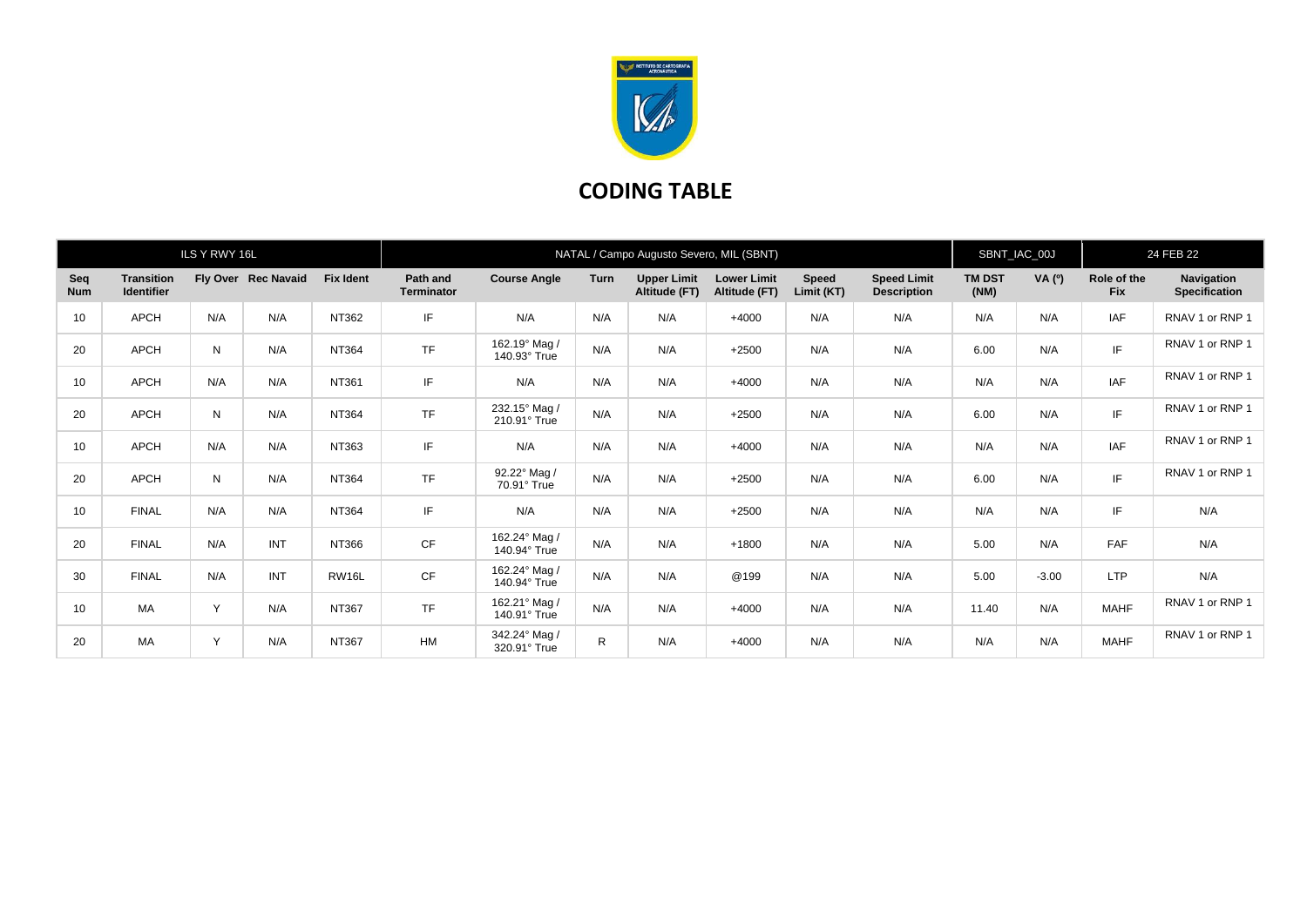# CODING TABLE

| ILS Y RWY 16L | | | | | NATAL / Campo Augusto Severo, MIL (SBNT) | | | | | | | SBNT_IAC_00J | | 24 FEB 22 | |
|---|---|---|---|---|---|---|---|---|---|---|---|---|---|---|---|
| Seq Num | Transition Identifier | Fly Over | Rec Navaid | Fix Ident | Path and Terminator | Course Angle | Turn | Upper Limit Altitude (FT) | Lower Limit Altitude (FT) | Speed Limit (KT) | Speed Limit Description | TM DST (NM) | VA (º) | Role of the Fix | Navigation Specification |
| 10 | APCH | N/A | N/A | NT362 | IF | N/A | N/A | N/A | +4000 | N/A | N/A | N/A | N/A | IAF | RNAV 1 or RNP 1 |
| 20 | APCH | N | N/A | NT364 | TF | 162.19° Mag / 140.93° True | N/A | N/A | +2500 | N/A | N/A | 6.00 | N/A | IF | RNAV 1 or RNP 1 |
| 10 | APCH | N/A | N/A | NT361 | IF | N/A | N/A | N/A | +4000 | N/A | N/A | N/A | N/A | IAF | RNAV 1 or RNP 1 |
| 20 | APCH | N | N/A | NT364 | TF | 232.15° Mag / 210.91° True | N/A | N/A | +2500 | N/A | N/A | 6.00 | N/A | IF | RNAV 1 or RNP 1 |
| 10 | APCH | N/A | N/A | NT363 | IF | N/A | N/A | N/A | +4000 | N/A | N/A | N/A | N/A | IAF | RNAV 1 or RNP 1 |
| 20 | APCH | N | N/A | NT364 | TF | 92.22° Mag / 70.91° True | N/A | N/A | +2500 | N/A | N/A | 6.00 | N/A | IF | RNAV 1 or RNP 1 |
| 10 | FINAL | N/A | N/A | NT364 | IF | N/A | N/A | N/A | +2500 | N/A | N/A | N/A | N/A | IF | N/A |
| 20 | FINAL | N/A | INT | NT366 | CF | 162.24° Mag / 140.94° True | N/A | N/A | +1800 | N/A | N/A | 5.00 | N/A | FAF | N/A |
| 30 | FINAL | N/A | INT | RW16L | CF | 162.24° Mag / 140.94° True | N/A | N/A | @199 | N/A | N/A | 5.00 | -3.00 | LTP | N/A |
| 10 | MA | Y | N/A | NT367 | TF | 162.21° Mag / 140.91° True | N/A | N/A | +4000 | N/A | N/A | 11.40 | N/A | MAHF | RNAV 1 or RNP 1 |
| 20 | MA | Y | N/A | NT367 | HM | 342.24° Mag / 320.91° True | R | N/A | +4000 | N/A | N/A | N/A | N/A | MAHF | RNAV 1 or RNP 1 |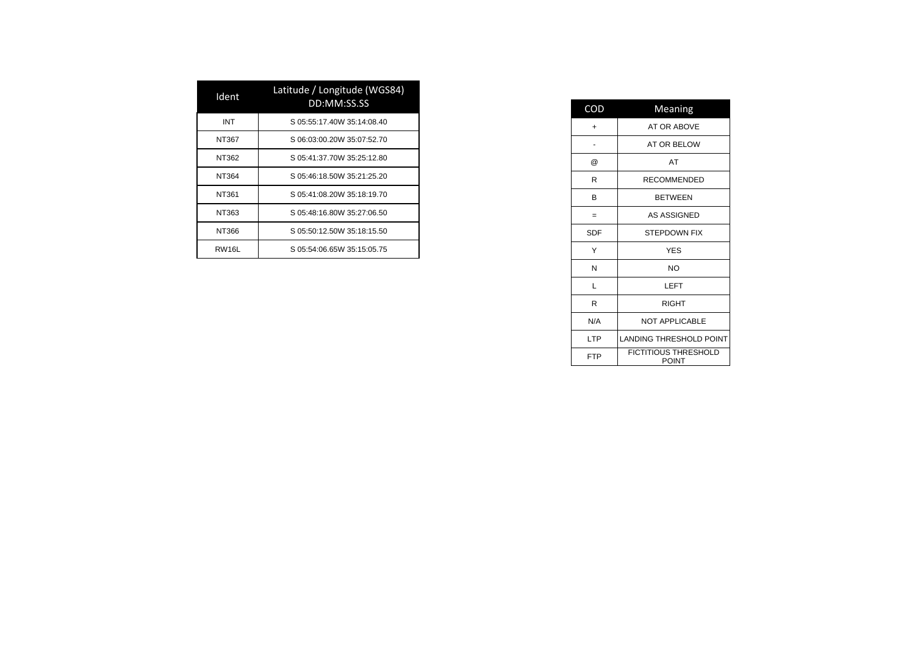| Ident | Latitude / Longitude (WGS84) DD:MM:SS.SS |
|---|---|
| INT | S 05:55:17.40W 35:14:08.40 |
| NT367 | S 06:03:00.20W 35:07:52.70 |
| NT362 | S 05:41:37.70W 35:25:12.80 |
| NT364 | S 05:46:18.50W 35:21:25.20 |
| NT361 | S 05:41:08.20W 35:18:19.70 |
| NT363 | S 05:48:16.80W 35:27:06.50 |
| NT366 | S 05:50:12.50W 35:18:15.50 |
| RW16L | S 05:54:06.65W 35:15:05.75 |

| COD | Meaning |
|---|---|
| + | AT OR ABOVE |
| - | AT OR BELOW |
| @ | AT |
| R | RECOMMENDED |
| B | BETWEEN |
| = | AS ASSIGNED |
| SDF | STEPDOWN FIX |
| Y | YES |
| N | NO |
| L | LEFT |
| R | RIGHT |
| N/A | NOT APPLICABLE |
| LTP | LANDING THRESHOLD POINT |
| FTP | FICTITIOUS THRESHOLD POINT |